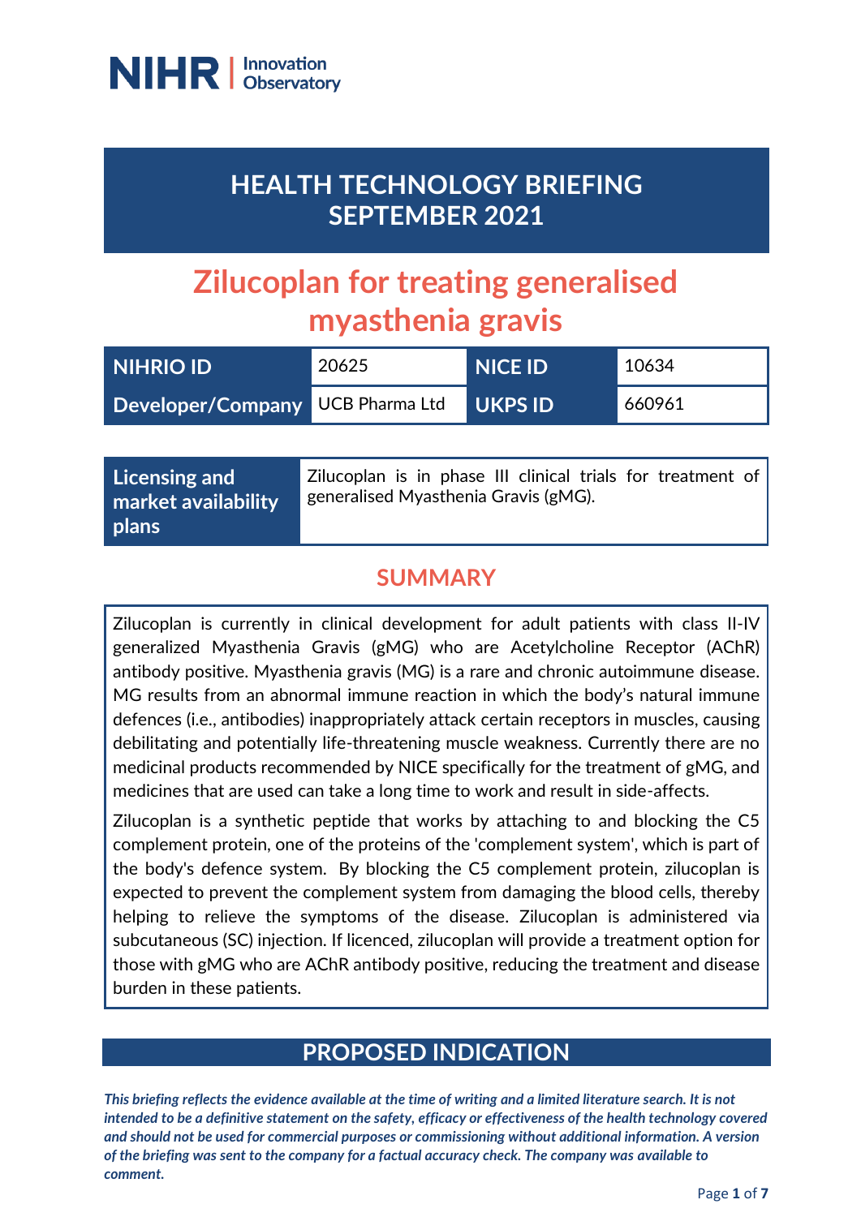NIHR | Innovation Observatory

# HEALTH TECHNOLOGY BRIEFING SEPTEMBER 2021

# Zilucoplan for treating generalised myasthenia gravis

| NIHRIO ID | 20625 | NICE ID | 10634 |
|---|---|---|---|
| Developer/Company | UCB Pharma Ltd | UKPS ID | 660961 |

| Licensing and market availability plans | Zilucoplan is in phase III clinical trials for treatment of generalised Myasthenia Gravis (gMG). |
|---|---|

## SUMMARY

Zilucoplan is currently in clinical development for adult patients with class II-IV generalized Myasthenia Gravis (gMG) who are Acetylcholine Receptor (AChR) antibody positive. Myasthenia gravis (MG) is a rare and chronic autoimmune disease. MG results from an abnormal immune reaction in which the body's natural immune defences (i.e., antibodies) inappropriately attack certain receptors in muscles, causing debilitating and potentially life-threatening muscle weakness. Currently there are no medicinal products recommended by NICE specifically for the treatment of gMG, and medicines that are used can take a long time to work and result in side-affects.

Zilucoplan is a synthetic peptide that works by attaching to and blocking the C5 complement protein, one of the proteins of the 'complement system', which is part of the body's defence system. By blocking the C5 complement protein, zilucoplan is expected to prevent the complement system from damaging the blood cells, thereby helping to relieve the symptoms of the disease. Zilucoplan is administered via subcutaneous (SC) injection. If licenced, zilucoplan will provide a treatment option for those with gMG who are AChR antibody positive, reducing the treatment and disease burden in these patients.

## PROPOSED INDICATION

*This briefing reflects the evidence available at the time of writing and a limited literature search. It is not intended to be a definitive statement on the safety, efficacy or effectiveness of the health technology covered and should not be used for commercial purposes or commissioning without additional information. A version of the briefing was sent to the company for a factual accuracy check. The company was available to comment.*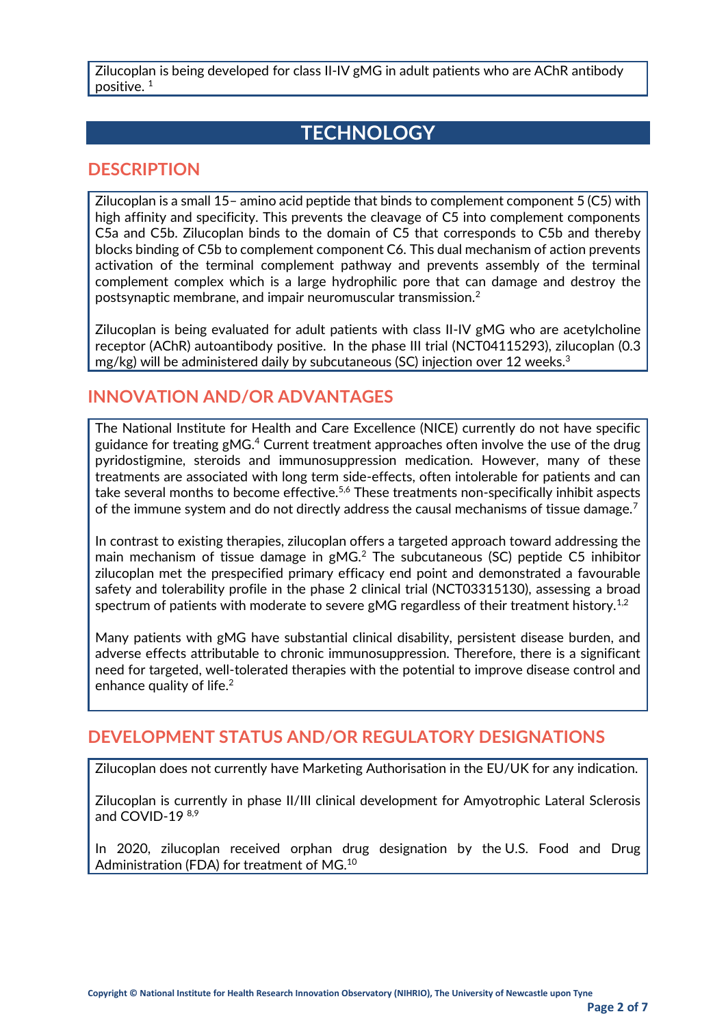Zilucoplan is being developed for class II-IV gMG in adult patients who are AChR antibody positive. [1]

# TECHNOLOGY

## DESCRIPTION

Zilucoplan is a small 15– amino acid peptide that binds to complement component 5 (C5) with high affinity and specificity. This prevents the cleavage of C5 into complement components C5a and C5b. Zilucoplan binds to the domain of C5 that corresponds to C5b and thereby blocks binding of C5b to complement component C6. This dual mechanism of action prevents activation of the terminal complement pathway and prevents assembly of the terminal complement complex which is a large hydrophilic pore that can damage and destroy the postsynaptic membrane, and impair neuromuscular transmission.[2]

Zilucoplan is being evaluated for adult patients with class II-IV gMG who are acetylcholine receptor (AChR) autoantibody positive. In the phase III trial (NCT04115293), zilucoplan (0.3 mg/kg) will be administered daily by subcutaneous (SC) injection over 12 weeks.[3]

## INNOVATION AND/OR ADVANTAGES

The National Institute for Health and Care Excellence (NICE) currently do not have specific guidance for treating gMG.[4] Current treatment approaches often involve the use of the drug pyridostigmine, steroids and immunosuppression medication. However, many of these treatments are associated with long term side-effects, often intolerable for patients and can take several months to become effective.[5,6] These treatments non-specifically inhibit aspects of the immune system and do not directly address the causal mechanisms of tissue damage.[7]

In contrast to existing therapies, zilucoplan offers a targeted approach toward addressing the main mechanism of tissue damage in gMG.[2] The subcutaneous (SC) peptide C5 inhibitor zilucoplan met the prespecified primary efficacy end point and demonstrated a favourable safety and tolerability profile in the phase 2 clinical trial (NCT03315130), assessing a broad spectrum of patients with moderate to severe gMG regardless of their treatment history.[1,2]

Many patients with gMG have substantial clinical disability, persistent disease burden, and adverse effects attributable to chronic immunosuppression. Therefore, there is a significant need for targeted, well-tolerated therapies with the potential to improve disease control and enhance quality of life.[2]

## DEVELOPMENT STATUS AND/OR REGULATORY DESIGNATIONS

Zilucoplan does not currently have Marketing Authorisation in the EU/UK for any indication.

Zilucoplan is currently in phase II/III clinical development for Amyotrophic Lateral Sclerosis and COVID-19 [8,9]

In 2020, zilucoplan received orphan drug designation by the U.S. Food and Drug Administration (FDA) for treatment of MG.[10]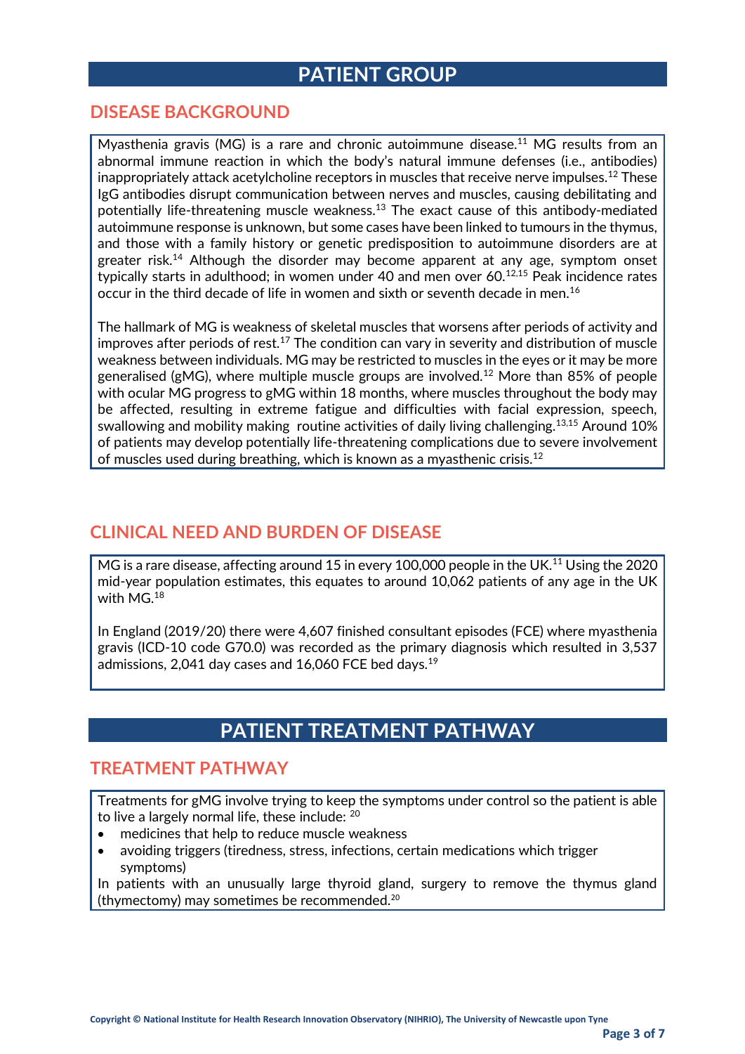# PATIENT GROUP

## DISEASE BACKGROUND

Myasthenia gravis (MG) is a rare and chronic autoimmune disease.[11] MG results from an abnormal immune reaction in which the body's natural immune defenses (i.e., antibodies) inappropriately attack acetylcholine receptors in muscles that receive nerve impulses.[12] These IgG antibodies disrupt communication between nerves and muscles, causing debilitating and potentially life-threatening muscle weakness.[13] The exact cause of this antibody-mediated autoimmune response is unknown, but some cases have been linked to tumours in the thymus, and those with a family history or genetic predisposition to autoimmune disorders are at greater risk.[14] Although the disorder may become apparent at any age, symptom onset typically starts in adulthood; in women under 40 and men over 60.[12,15] Peak incidence rates occur in the third decade of life in women and sixth or seventh decade in men.[16]

The hallmark of MG is weakness of skeletal muscles that worsens after periods of activity and improves after periods of rest.[17] The condition can vary in severity and distribution of muscle weakness between individuals. MG may be restricted to muscles in the eyes or it may be more generalised (gMG), where multiple muscle groups are involved.[12] More than 85% of people with ocular MG progress to gMG within 18 months, where muscles throughout the body may be affected, resulting in extreme fatigue and difficulties with facial expression, speech, swallowing and mobility making routine activities of daily living challenging.[13,15] Around 10% of patients may develop potentially life-threatening complications due to severe involvement of muscles used during breathing, which is known as a myasthenic crisis.[12]

## CLINICAL NEED AND BURDEN OF DISEASE

MG is a rare disease, affecting around 15 in every 100,000 people in the UK.[11] Using the 2020 mid-year population estimates, this equates to around 10,062 patients of any age in the UK with MG.[18]

In England (2019/20) there were 4,607 finished consultant episodes (FCE) where myasthenia gravis (ICD-10 code G70.0) was recorded as the primary diagnosis which resulted in 3,537 admissions, 2,041 day cases and 16,060 FCE bed days.[19]

# PATIENT TREATMENT PATHWAY

## TREATMENT PATHWAY

Treatments for gMG involve trying to keep the symptoms under control so the patient is able to live a largely normal life, these include: [20]

- medicines that help to reduce muscle weakness
- avoiding triggers (tiredness, stress, infections, certain medications which trigger symptoms)

In patients with an unusually large thyroid gland, surgery to remove the thymus gland (thymectomy) may sometimes be recommended.[20]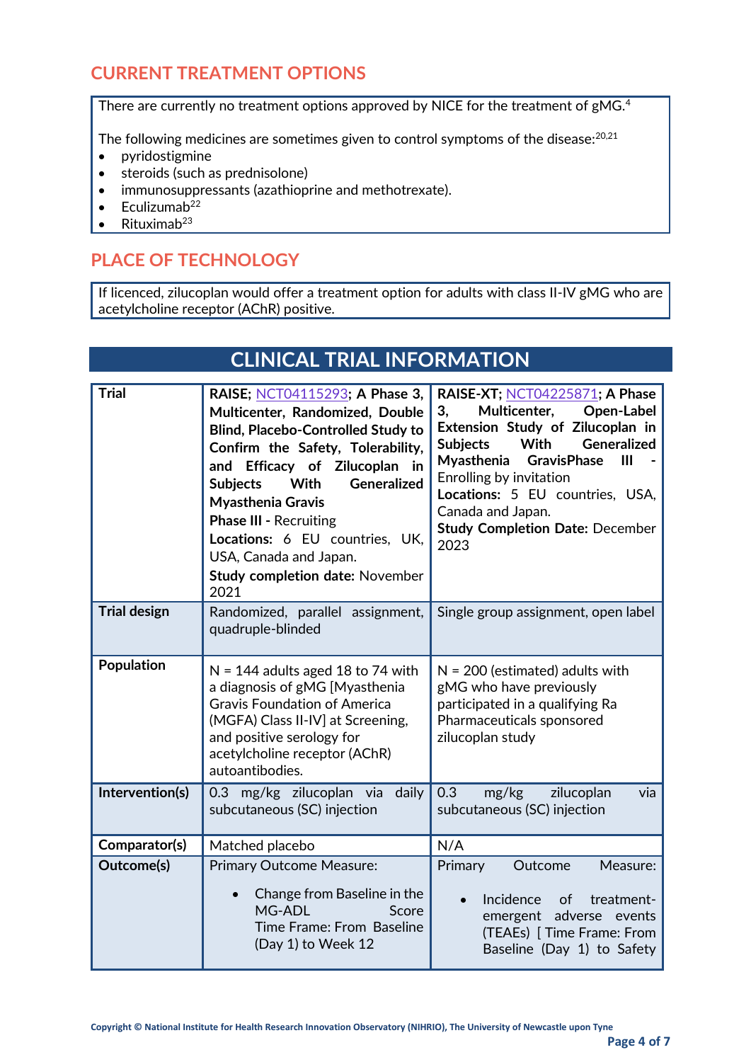## CURRENT TREATMENT OPTIONS

There are currently no treatment options approved by NICE for the treatment of gMG.[4]

The following medicines are sometimes given to control symptoms of the disease:[20,21]

- pyridostigmine
- steroids (such as prednisolone)
- immunosuppressants (azathioprine and methotrexate).
- Eculizumab[22]
- Rituximab[23]

## PLACE OF TECHNOLOGY

If licenced, zilucoplan would offer a treatment option for adults with class II-IV gMG who are acetylcholine receptor (AChR) positive.

# CLINICAL TRIAL INFORMATION

| Trial | **RAISE; NCT04115293; A Phase 3, Multicenter, Randomized, Double Blind, Placebo-Controlled Study to Confirm the Safety, Tolerability, and Efficacy of Zilucoplan in Subjects With Generalized Myasthenia Gravis**<br>**Phase III -** Recruiting<br>**Locations:** 6 EU countries, UK, USA, Canada and Japan.<br>**Study completion date:** November 2021 | **RAISE-XT; NCT04225871; A Phase 3, Multicenter, Open-Label Extension Study of Zilucoplan in Subjects With Generalized Myasthenia GravisPhase III -** Enrolling by invitation<br>**Locations:** 5 EU countries, USA, Canada and Japan.<br>**Study Completion Date:** December 2023 |
|---|---|---|
| Trial design | Randomized, parallel assignment, quadruple-blinded | Single group assignment, open label |
| Population | N = 144 adults aged 18 to 74 with a diagnosis of gMG [Myasthenia Gravis Foundation of America (MGFA) Class II-IV] at Screening, and positive serology for acetylcholine receptor (AChR) autoantibodies. | N = 200 (estimated) adults with gMG who have previously participated in a qualifying Ra Pharmaceuticals sponsored zilucoplan study |
| Intervention(s) | 0.3 mg/kg zilucoplan via daily subcutaneous (SC) injection | 0.3 mg/kg zilucoplan via subcutaneous (SC) injection |
| Comparator(s) | Matched placebo | N/A |
| Outcome(s) | Primary Outcome Measure:<br>• Change from Baseline in the MG-ADL Score Time Frame: From Baseline (Day 1) to Week 12 | Primary Outcome Measure:<br>• Incidence of treatment-emergent adverse events (TEAEs) [ Time Frame: From Baseline (Day 1) to Safety |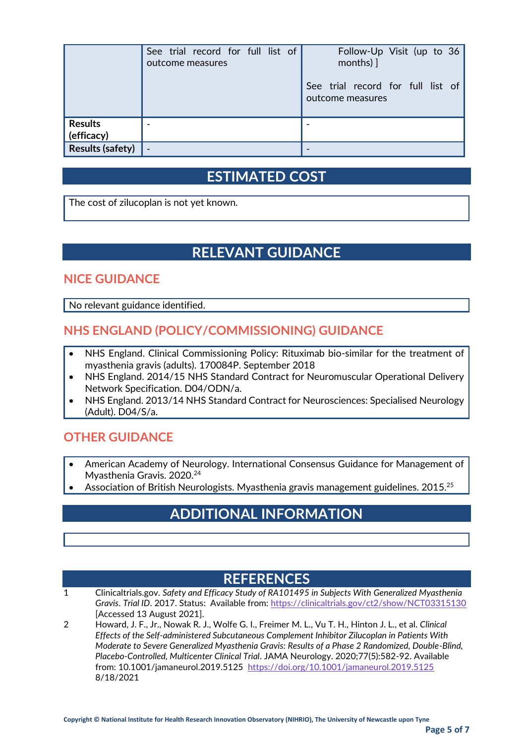| | | |
|---|---|---|
| | See trial record for full list of outcome measures | Follow-Up Visit (up to 36 months) ]<br><br>See trial record for full list of outcome measures |
| **Results (efficacy)** | - | - |
| **Results (safety)** | - | - |

# ESTIMATED COST

The cost of zilucoplan is not yet known.

# RELEVANT GUIDANCE

## NICE GUIDANCE

No relevant guidance identified.

## NHS ENGLAND (POLICY/COMMISSIONING) GUIDANCE

- NHS England. Clinical Commissioning Policy: Rituximab bio-similar for the treatment of myasthenia gravis (adults). 170084P. September 2018
- NHS England. 2014/15 NHS Standard Contract for Neuromuscular Operational Delivery Network Specification. D04/ODN/a.
- NHS England. 2013/14 NHS Standard Contract for Neurosciences: Specialised Neurology (Adult). D04/S/a.

## OTHER GUIDANCE

- American Academy of Neurology. International Consensus Guidance for Management of Myasthenia Gravis. 2020.[24]
- Association of British Neurologists. Myasthenia gravis management guidelines. 2015.[25]

# ADDITIONAL INFORMATION

# REFERENCES

1. Clinicaltrials.gov. *Safety and Efficacy Study of RA101495 in Subjects With Generalized Myasthenia Gravis*. *Trial ID*. 2017. Status: Available from: https://clinicaltrials.gov/ct2/show/NCT03315130 [Accessed 13 August 2021].
2. Howard, J. F., Jr., Nowak R. J., Wolfe G. I., Freimer M. L., Vu T. H., Hinton J. L., et al. *Clinical Effects of the Self-administered Subcutaneous Complement Inhibitor Zilucoplan in Patients With Moderate to Severe Generalized Myasthenia Gravis: Results of a Phase 2 Randomized, Double-Blind, Placebo-Controlled, Multicenter Clinical Trial*. JAMA Neurology. 2020;77(5):582-92. Available from: 10.1001/jamaneurol.2019.5125 https://doi.org/10.1001/jamaneurol.2019.5125 8/18/2021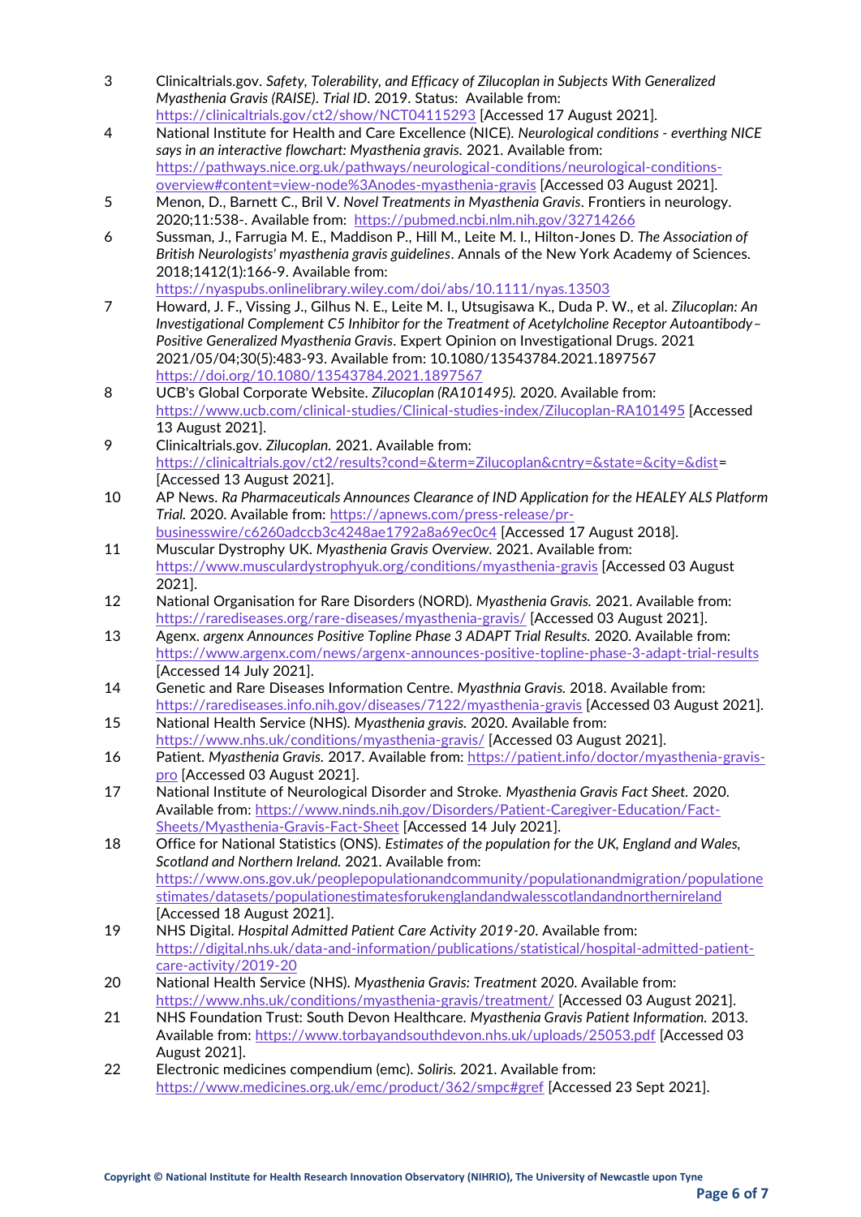3. Clinicaltrials.gov. *Safety, Tolerability, and Efficacy of Zilucoplan in Subjects With Generalized Myasthenia Gravis (RAISE). Trial ID.* 2019. Status: Available from: https://clinicaltrials.gov/ct2/show/NCT04115293 [Accessed 17 August 2021].
4. National Institute for Health and Care Excellence (NICE). *Neurological conditions - everthing NICE says in an interactive flowchart: Myasthenia gravis.* 2021. Available from: https://pathways.nice.org.uk/pathways/neurological-conditions/neurological-conditions-overview#content=view-node%3Anodes-myasthenia-gravis [Accessed 03 August 2021].
5. Menon, D., Barnett C., Bril V. *Novel Treatments in Myasthenia Gravis*. Frontiers in neurology. 2020;11:538-. Available from: https://pubmed.ncbi.nlm.nih.gov/32714266
6. Sussman, J., Farrugia M. E., Maddison P., Hill M., Leite M. I., Hilton-Jones D. *The Association of British Neurologists' myasthenia gravis guidelines*. Annals of the New York Academy of Sciences. 2018;1412(1):166-9. Available from: https://nyaspubs.onlinelibrary.wiley.com/doi/abs/10.1111/nyas.13503
7. Howard, J. F., Vissing J., Gilhus N. E., Leite M. I., Utsugisawa K., Duda P. W., et al. *Zilucoplan: An Investigational Complement C5 Inhibitor for the Treatment of Acetylcholine Receptor Autoantibody–Positive Generalized Myasthenia Gravis*. Expert Opinion on Investigational Drugs. 2021 2021/05/04;30(5):483-93. Available from: 10.1080/13543784.2021.1897567 https://doi.org/10.1080/13543784.2021.1897567
8. UCB's Global Corporate Website. *Zilucoplan (RA101495).* 2020. Available from: https://www.ucb.com/clinical-studies/Clinical-studies-index/Zilucoplan-RA101495 [Accessed 13 August 2021].
9. Clinicaltrials.gov. *Zilucoplan.* 2021. Available from: https://clinicaltrials.gov/ct2/results?cond=&term=Zilucoplan&cntry=&state=&city=&dist= [Accessed 13 August 2021].
10. AP News. *Ra Pharmaceuticals Announces Clearance of IND Application for the HEALEY ALS Platform Trial.* 2020. Available from: https://apnews.com/press-release/pr-businesswire/c6260adccb3c4248ae1792a8a69ec0c4 [Accessed 17 August 2018].
11. Muscular Dystrophy UK. *Myasthenia Gravis Overview.* 2021. Available from: https://www.musculardystrophyuk.org/conditions/myasthenia-gravis [Accessed 03 August 2021].
12. National Organisation for Rare Disorders (NORD). *Myasthenia Gravis.* 2021. Available from: https://rarediseases.org/rare-diseases/myasthenia-gravis/ [Accessed 03 August 2021].
13. Agenx. *argenx Announces Positive Topline Phase 3 ADAPT Trial Results.* 2020. Available from: https://www.argenx.com/news/argenx-announces-positive-topline-phase-3-adapt-trial-results [Accessed 14 July 2021].
14. Genetic and Rare Diseases Information Centre. *Myasthnia Gravis.* 2018. Available from: https://rarediseases.info.nih.gov/diseases/7122/myasthenia-gravis [Accessed 03 August 2021].
15. National Health Service (NHS). *Myasthenia gravis.* 2020. Available from: https://www.nhs.uk/conditions/myasthenia-gravis/ [Accessed 03 August 2021].
16. Patient. *Myasthenia Gravis.* 2017. Available from: https://patient.info/doctor/myasthenia-gravis-pro [Accessed 03 August 2021].
17. National Institute of Neurological Disorder and Stroke. *Myasthenia Gravis Fact Sheet.* 2020. Available from: https://www.ninds.nih.gov/Disorders/Patient-Caregiver-Education/Fact-Sheets/Myasthenia-Gravis-Fact-Sheet [Accessed 14 July 2021].
18. Office for National Statistics (ONS). *Estimates of the population for the UK, England and Wales, Scotland and Northern Ireland.* 2021. Available from: https://www.ons.gov.uk/peoplepopulationandcommunity/populationandmigration/populationestimates/datasets/populationestimatesforukenglandandwalesscotlandandnorthernireland [Accessed 18 August 2021].
19. NHS Digital. *Hospital Admitted Patient Care Activity 2019-20*. Available from: https://digital.nhs.uk/data-and-information/publications/statistical/hospital-admitted-patient-care-activity/2019-20
20. National Health Service (NHS). *Myasthenia Gravis: Treatment* 2020. Available from: https://www.nhs.uk/conditions/myasthenia-gravis/treatment/ [Accessed 03 August 2021].
21. NHS Foundation Trust: South Devon Healthcare. *Myasthenia Gravis Patient Information.* 2013. Available from: https://www.torbayandsouthdevon.nhs.uk/uploads/25053.pdf [Accessed 03 August 2021].
22. Electronic medicines compendium (emc). *Soliris.* 2021. Available from: https://www.medicines.org.uk/emc/product/362/smpc#gref [Accessed 23 Sept 2021].

Copyright © National Institute for Health Research Innovation Observatory (NIHRIO), The University of Newcastle upon Tyne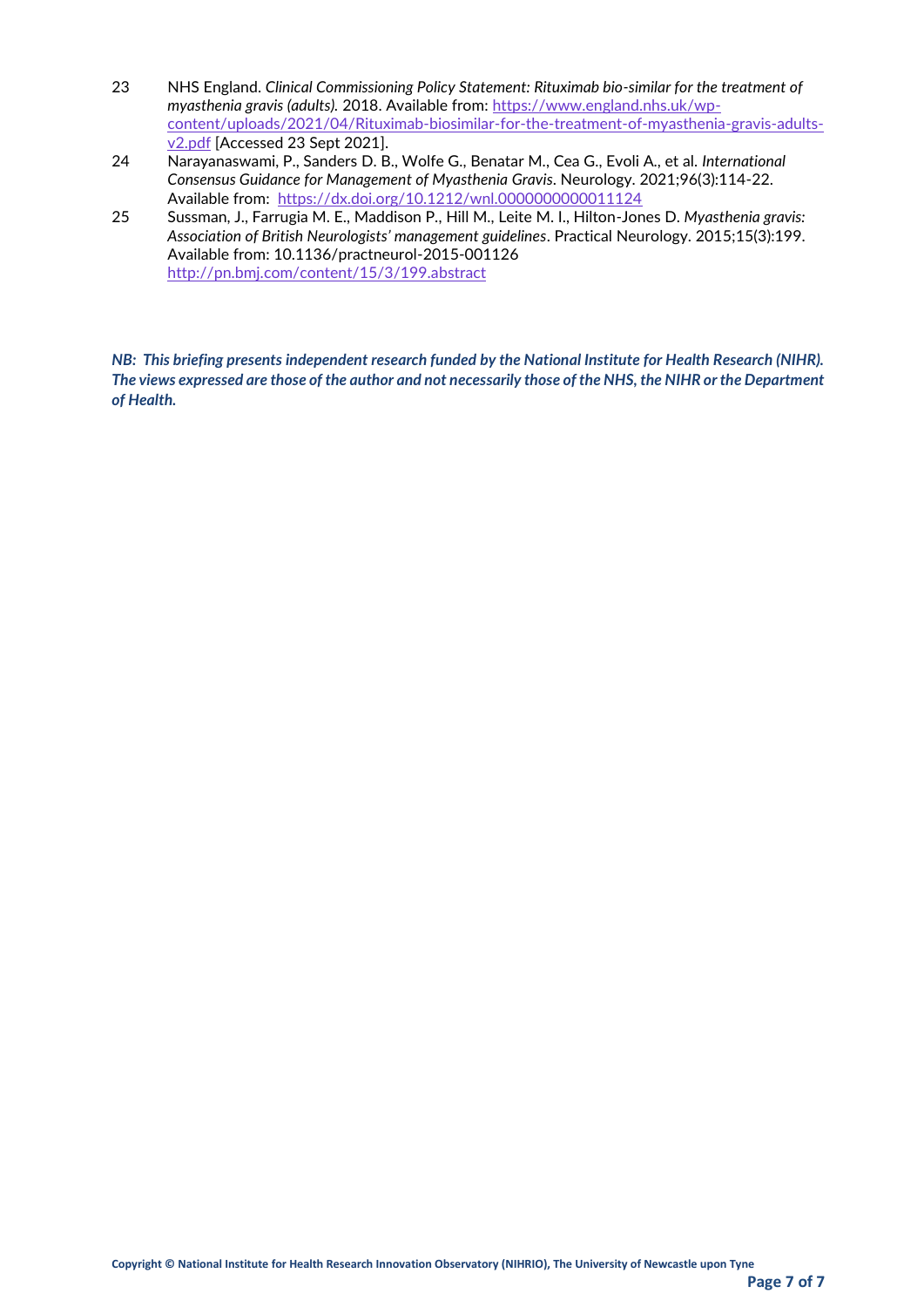23 NHS England. *Clinical Commissioning Policy Statement: Rituximab bio-similar for the treatment of myasthenia gravis (adults).* 2018. Available from: https://www.england.nhs.uk/wp-content/uploads/2021/04/Rituximab-biosimilar-for-the-treatment-of-myasthenia-gravis-adults-v2.pdf [Accessed 23 Sept 2021].

24 Narayanaswami, P., Sanders D. B., Wolfe G., Benatar M., Cea G., Evoli A., et al. *International Consensus Guidance for Management of Myasthenia Gravis*. Neurology. 2021;96(3):114-22. Available from: https://dx.doi.org/10.1212/wnl.0000000000011124

25 Sussman, J., Farrugia M. E., Maddison P., Hill M., Leite M. I., Hilton-Jones D. *Myasthenia gravis: Association of British Neurologists' management guidelines*. Practical Neurology. 2015;15(3):199. Available from: 10.1136/practneurol-2015-001126 http://pn.bmj.com/content/15/3/199.abstract

***NB: This briefing presents independent research funded by the National Institute for Health Research (NIHR). The views expressed are those of the author and not necessarily those of the NHS, the NIHR or the Department of Health.***

**Copyright © National Institute for Health Research Innovation Observatory (NIHRIO), The University of Newcastle upon Tyne**